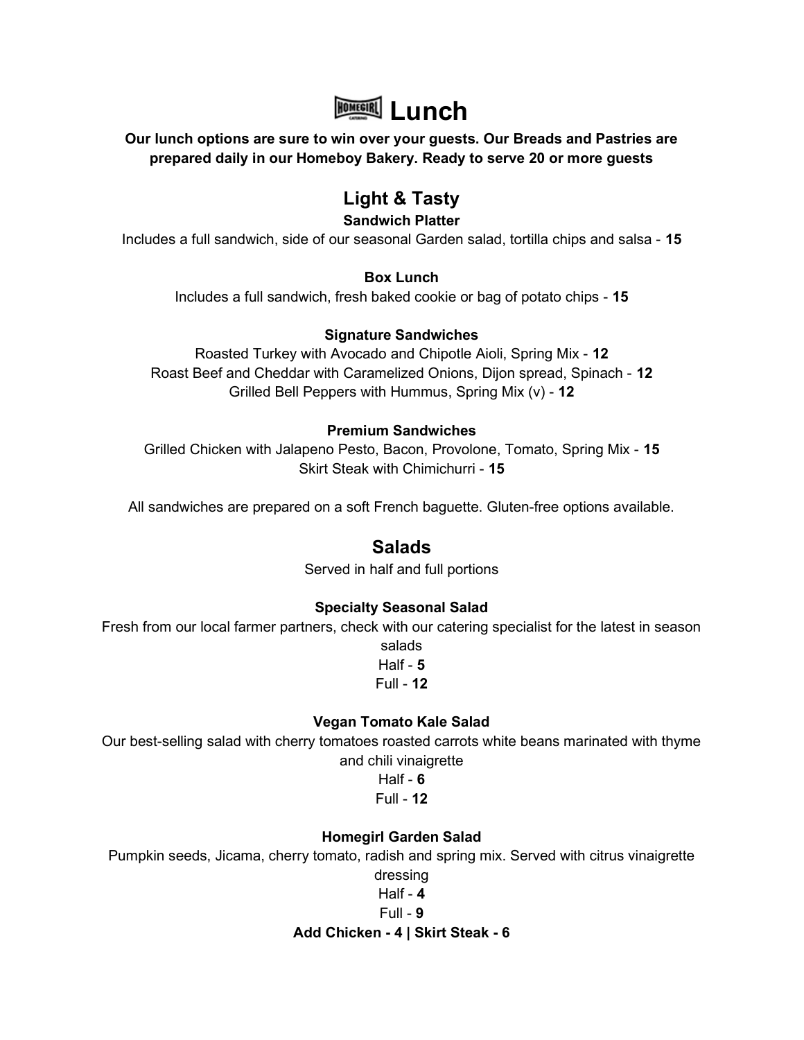# Lunch

**Our lunch options are sure to win over your guests. Our Breads and Pastries are prepared daily in our Homeboy Bakery. Ready to serve 20 or more guests**

## Light & Tasty

### Sandwich Platter

Includes a full sandwich, side of our seasonal Garden salad, tortilla chips and salsa - **15**

### Box Lunch

Includes a full sandwich, fresh baked cookie or bag of potato chips - **15**

### Signature Sandwiches

Roasted Turkey with Avocado and Chipotle Aioli, Spring Mix - **12**
Roast Beef and Cheddar with Caramelized Onions, Dijon spread, Spinach - **12**
Grilled Bell Peppers with Hummus, Spring Mix (v) - **12**

### Premium Sandwiches

Grilled Chicken with Jalapeno Pesto, Bacon, Provolone, Tomato, Spring Mix - **15**
Skirt Steak with Chimichurri - **15**

All sandwiches are prepared on a soft French baguette. Gluten-free options available.

## Salads

Served in half and full portions

### Specialty Seasonal Salad

Fresh from our local farmer partners, check with our catering specialist for the latest in season salads
Half - **5**
Full - **12**

### Vegan Tomato Kale Salad

Our best-selling salad with cherry tomatoes roasted carrots white beans marinated with thyme and chili vinaigrette
Half - **6**
Full - **12**

### Homegirl Garden Salad

Pumpkin seeds, Jicama, cherry tomato, radish and spring mix. Served with citrus vinaigrette dressing
Half - **4**
Full - **9**

**Add Chicken - 4 | Skirt Steak - 6**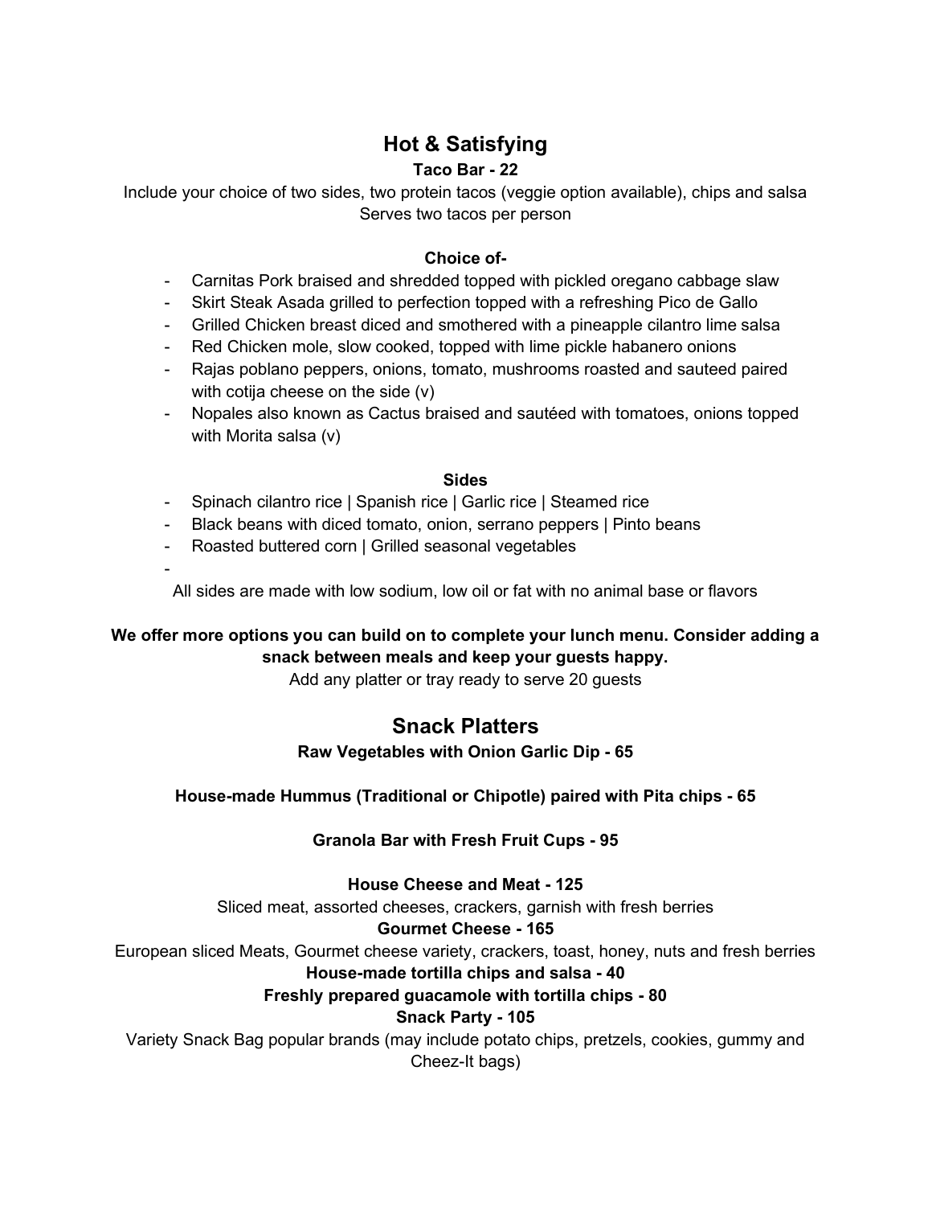## Hot & Satisfying

**Taco Bar - 22**

Include your choice of two sides, two protein tacos (veggie option available), chips and salsa
Serves two tacos per person

**Choice of-**

- Carnitas Pork braised and shredded topped with pickled oregano cabbage slaw
- Skirt Steak Asada grilled to perfection topped with a refreshing Pico de Gallo
- Grilled Chicken breast diced and smothered with a pineapple cilantro lime salsa
- Red Chicken mole, slow cooked, topped with lime pickle habanero onions
- Rajas poblano peppers, onions, tomato, mushrooms roasted and sauteed paired with cotija cheese on the side (v)
- Nopales also known as Cactus braised and sautéed with tomatoes, onions topped with Morita salsa (v)

**Sides**

- Spinach cilantro rice | Spanish rice | Garlic rice | Steamed rice
- Black beans with diced tomato, onion, serrano peppers | Pinto beans
- Roasted buttered corn | Grilled seasonal vegetables
-

All sides are made with low sodium, low oil or fat with no animal base or flavors

**We offer more options you can build on to complete your lunch menu. Consider adding a snack between meals and keep your guests happy.**

Add any platter or tray ready to serve 20 guests

## Snack Platters

**Raw Vegetables with Onion Garlic Dip - 65**

**House-made Hummus (Traditional or Chipotle) paired with Pita chips - 65**

**Granola Bar with Fresh Fruit Cups - 95**

**House Cheese and Meat - 125**

Sliced meat, assorted cheeses, crackers, garnish with fresh berries

**Gourmet Cheese - 165**

European sliced Meats, Gourmet cheese variety, crackers, toast, honey, nuts and fresh berries

**House-made tortilla chips and salsa - 40**

**Freshly prepared guacamole with tortilla chips - 80**

**Snack Party - 105**

Variety Snack Bag popular brands (may include potato chips, pretzels, cookies, gummy and Cheez-It bags)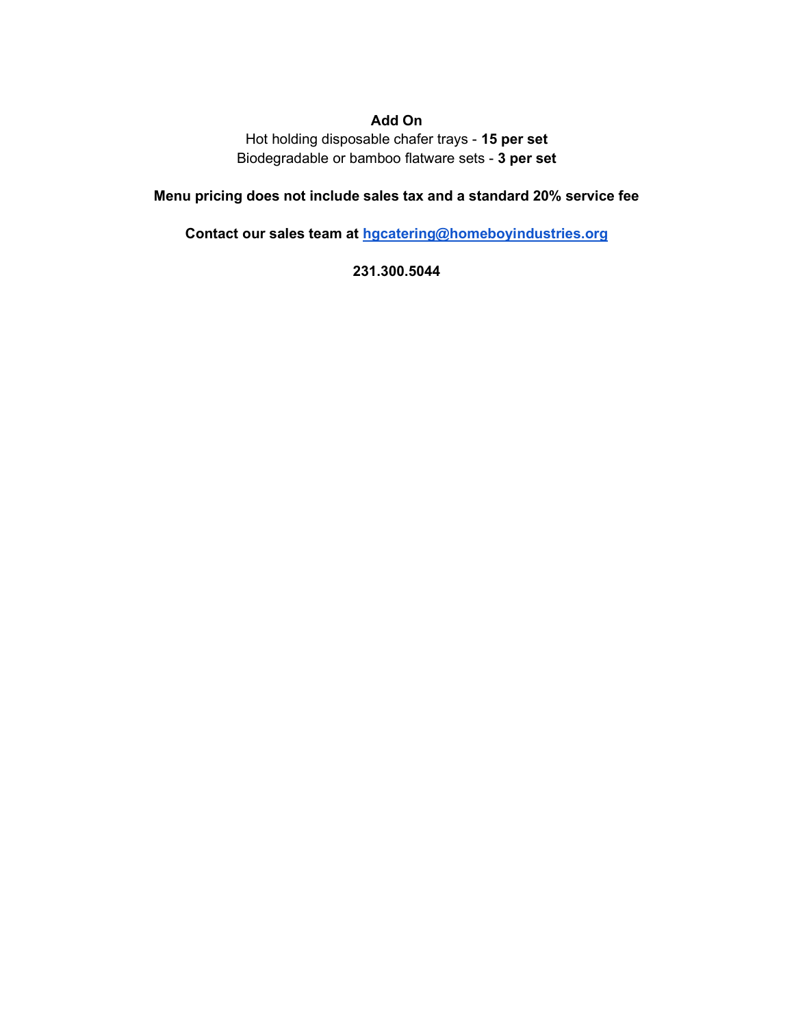**Add On**

Hot holding disposable chafer trays - **15 per set**

Biodegradable or bamboo flatware sets - **3 per set**

**Menu pricing does not include sales tax and a standard 20% service fee**

**Contact our sales team at [hgcatering@homeboyindustries.org](mailto:hgcatering@homeboyindustries.org)**

**231.300.5044**